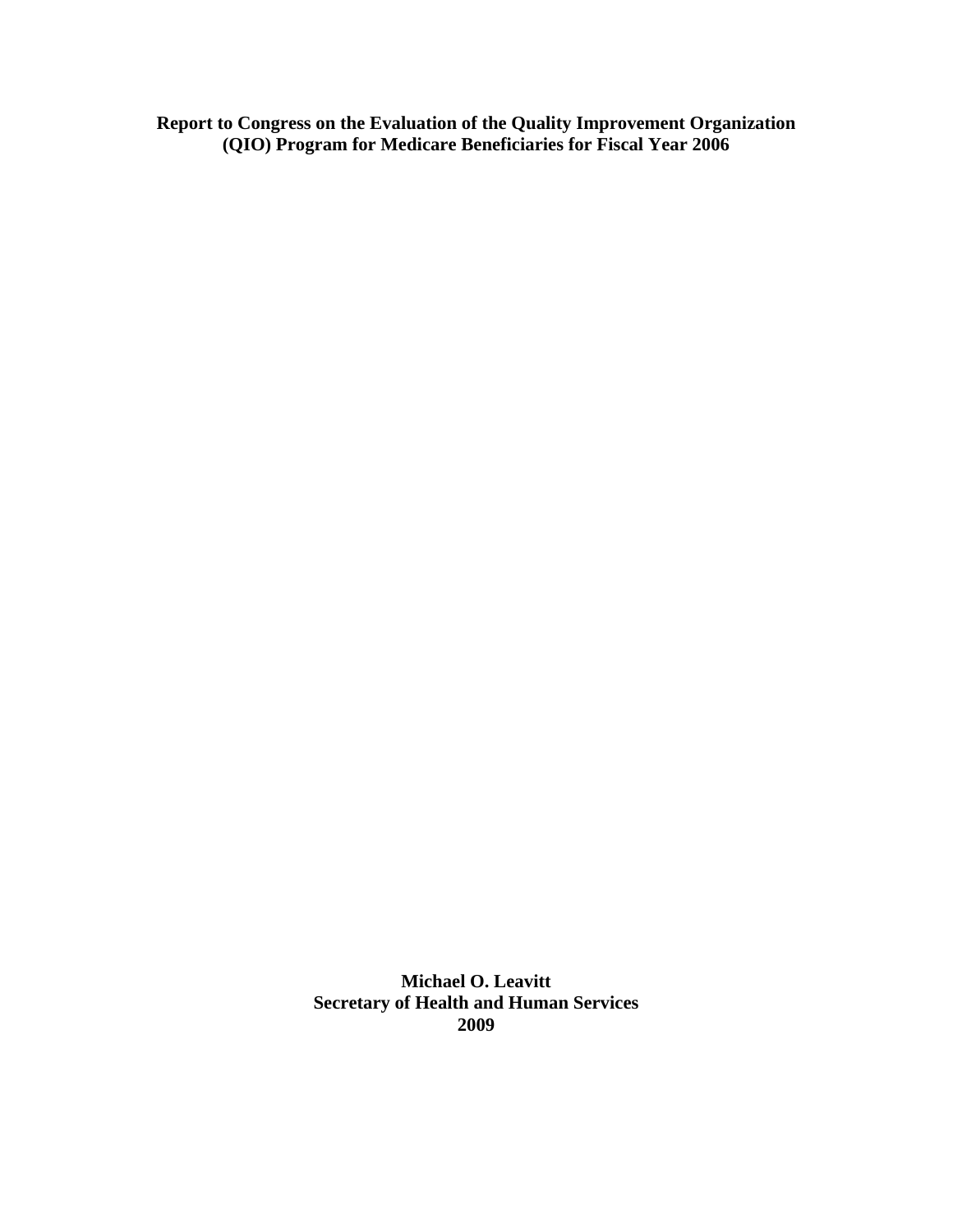# Report to Congress on the Evaluation of the Quality Improvement Organization (QIO) Program for Medicare Beneficiaries for Fiscal Year 2006

**Michael O. Leavitt**
**Secretary of Health and Human Services**
**2009**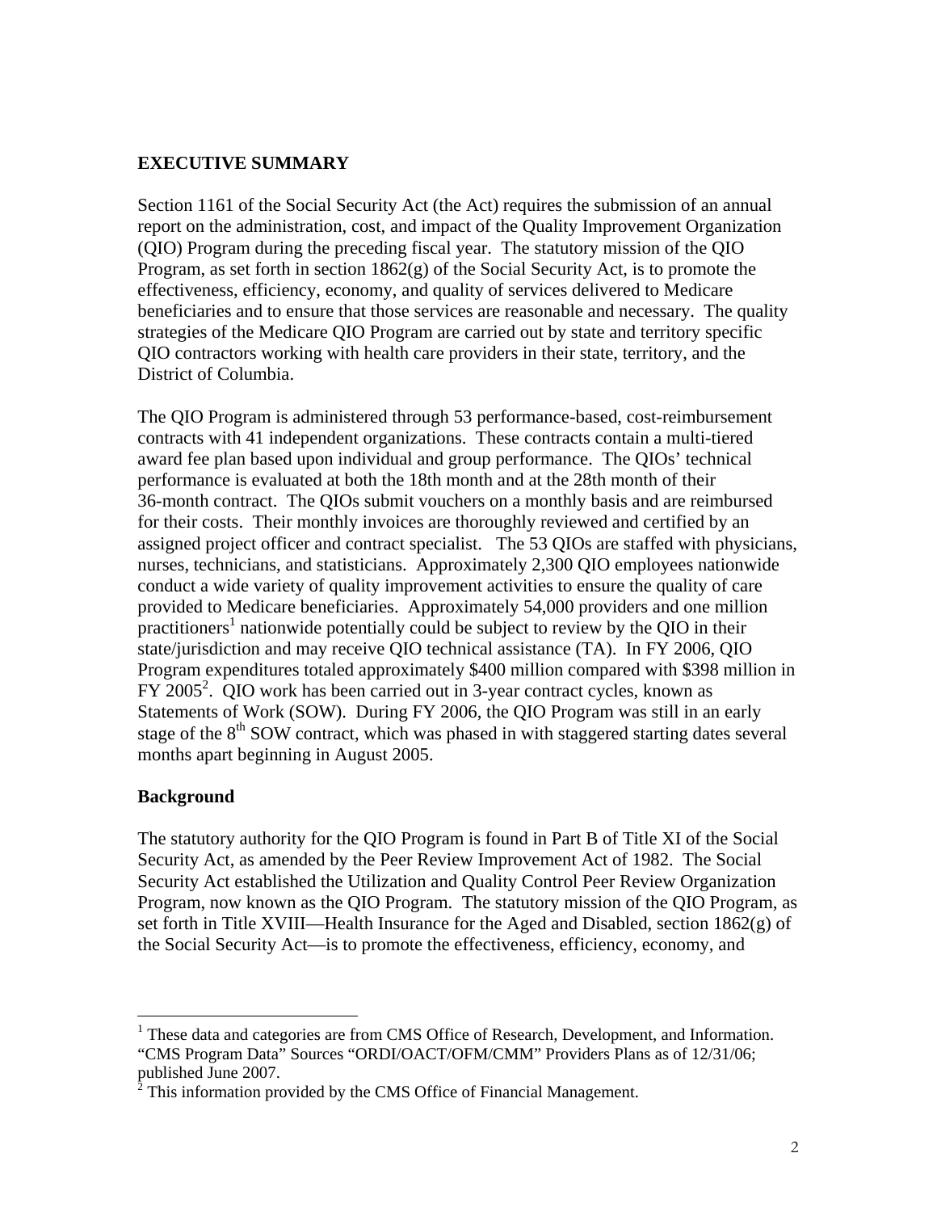## EXECUTIVE SUMMARY

Section 1161 of the Social Security Act (the Act) requires the submission of an annual report on the administration, cost, and impact of the Quality Improvement Organization (QIO) Program during the preceding fiscal year. The statutory mission of the QIO Program, as set forth in section 1862(g) of the Social Security Act, is to promote the effectiveness, efficiency, economy, and quality of services delivered to Medicare beneficiaries and to ensure that those services are reasonable and necessary. The quality strategies of the Medicare QIO Program are carried out by state and territory specific QIO contractors working with health care providers in their state, territory, and the District of Columbia.

The QIO Program is administered through 53 performance-based, cost-reimbursement contracts with 41 independent organizations. These contracts contain a multi-tiered award fee plan based upon individual and group performance. The QIOs' technical performance is evaluated at both the 18th month and at the 28th month of their 36-month contract. The QIOs submit vouchers on a monthly basis and are reimbursed for their costs. Their monthly invoices are thoroughly reviewed and certified by an assigned project officer and contract specialist. The 53 QIOs are staffed with physicians, nurses, technicians, and statisticians. Approximately 2,300 QIO employees nationwide conduct a wide variety of quality improvement activities to ensure the quality of care provided to Medicare beneficiaries. Approximately 54,000 providers and one million practitioners[1] nationwide potentially could be subject to review by the QIO in their state/jurisdiction and may receive QIO technical assistance (TA). In FY 2006, QIO Program expenditures totaled approximately $400 million compared with $398 million in FY 2005[2]. QIO work has been carried out in 3-year contract cycles, known as Statements of Work (SOW). During FY 2006, the QIO Program was still in an early stage of the 8th SOW contract, which was phased in with staggered starting dates several months apart beginning in August 2005.

### Background

The statutory authority for the QIO Program is found in Part B of Title XI of the Social Security Act, as amended by the Peer Review Improvement Act of 1982. The Social Security Act established the Utilization and Quality Control Peer Review Organization Program, now known as the QIO Program. The statutory mission of the QIO Program, as set forth in Title XVIII—Health Insurance for the Aged and Disabled, section 1862(g) of the Social Security Act—is to promote the effectiveness, efficiency, economy, and

[1] These data and categories are from CMS Office of Research, Development, and Information. "CMS Program Data" Sources "ORDI/OACT/OFM/CMM" Providers Plans as of 12/31/06; published June 2007.

[2] This information provided by the CMS Office of Financial Management.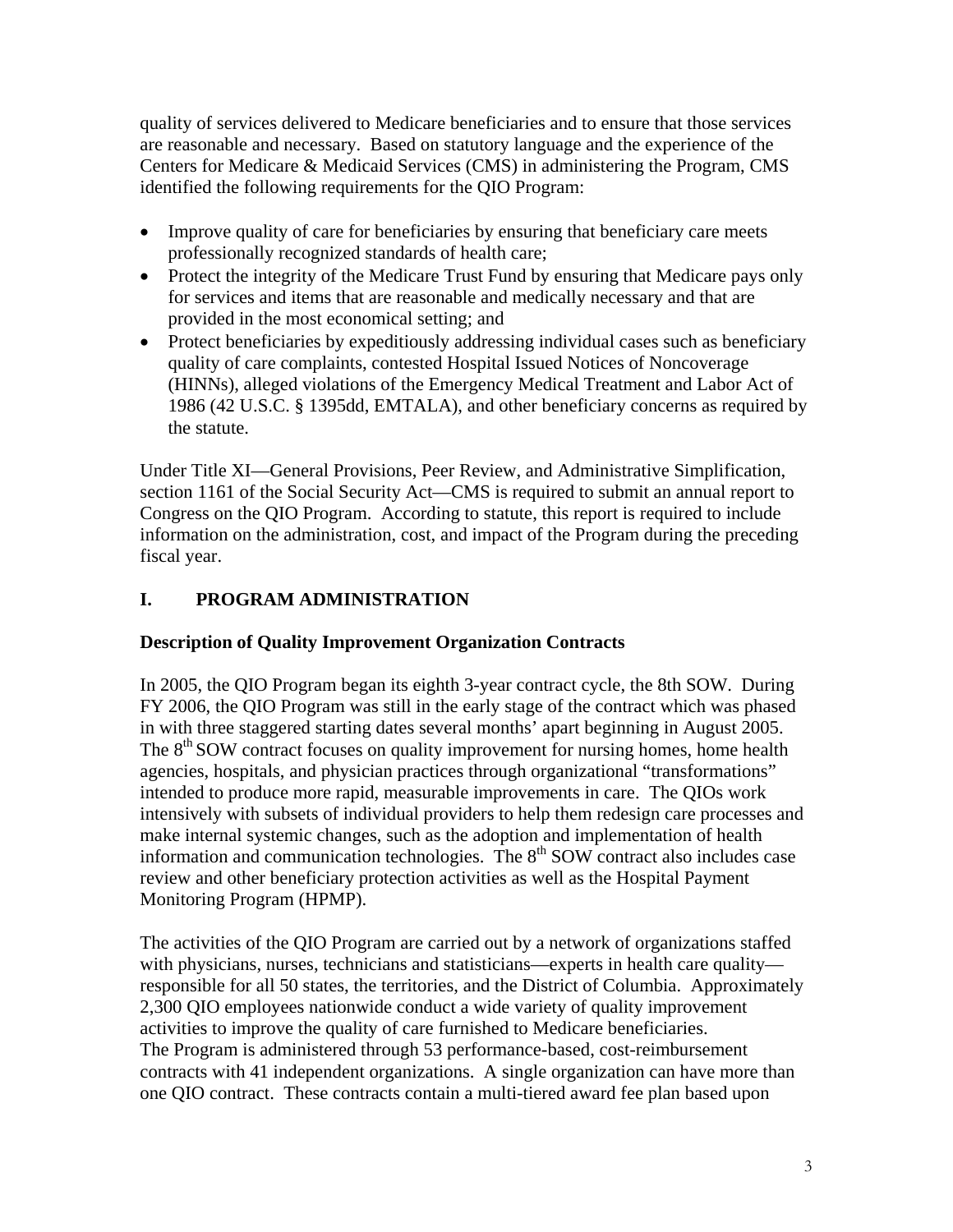quality of services delivered to Medicare beneficiaries and to ensure that those services are reasonable and necessary. Based on statutory language and the experience of the Centers for Medicare & Medicaid Services (CMS) in administering the Program, CMS identified the following requirements for the QIO Program:

- Improve quality of care for beneficiaries by ensuring that beneficiary care meets professionally recognized standards of health care;
- Protect the integrity of the Medicare Trust Fund by ensuring that Medicare pays only for services and items that are reasonable and medically necessary and that are provided in the most economical setting; and
- Protect beneficiaries by expeditiously addressing individual cases such as beneficiary quality of care complaints, contested Hospital Issued Notices of Noncoverage (HINNs), alleged violations of the Emergency Medical Treatment and Labor Act of 1986 (42 U.S.C. § 1395dd, EMTALA), and other beneficiary concerns as required by the statute.

Under Title XI—General Provisions, Peer Review, and Administrative Simplification, section 1161 of the Social Security Act—CMS is required to submit an annual report to Congress on the QIO Program. According to statute, this report is required to include information on the administration, cost, and impact of the Program during the preceding fiscal year.

## I. PROGRAM ADMINISTRATION

### Description of Quality Improvement Organization Contracts

In 2005, the QIO Program began its eighth 3-year contract cycle, the 8th SOW. During FY 2006, the QIO Program was still in the early stage of the contract which was phased in with three staggered starting dates several months' apart beginning in August 2005. The 8th SOW contract focuses on quality improvement for nursing homes, home health agencies, hospitals, and physician practices through organizational "transformations" intended to produce more rapid, measurable improvements in care. The QIOs work intensively with subsets of individual providers to help them redesign care processes and make internal systemic changes, such as the adoption and implementation of health information and communication technologies. The 8th SOW contract also includes case review and other beneficiary protection activities as well as the Hospital Payment Monitoring Program (HPMP).

The activities of the QIO Program are carried out by a network of organizations staffed with physicians, nurses, technicians and statisticians—experts in health care quality—responsible for all 50 states, the territories, and the District of Columbia. Approximately 2,300 QIO employees nationwide conduct a wide variety of quality improvement activities to improve the quality of care furnished to Medicare beneficiaries. The Program is administered through 53 performance-based, cost-reimbursement contracts with 41 independent organizations. A single organization can have more than one QIO contract. These contracts contain a multi-tiered award fee plan based upon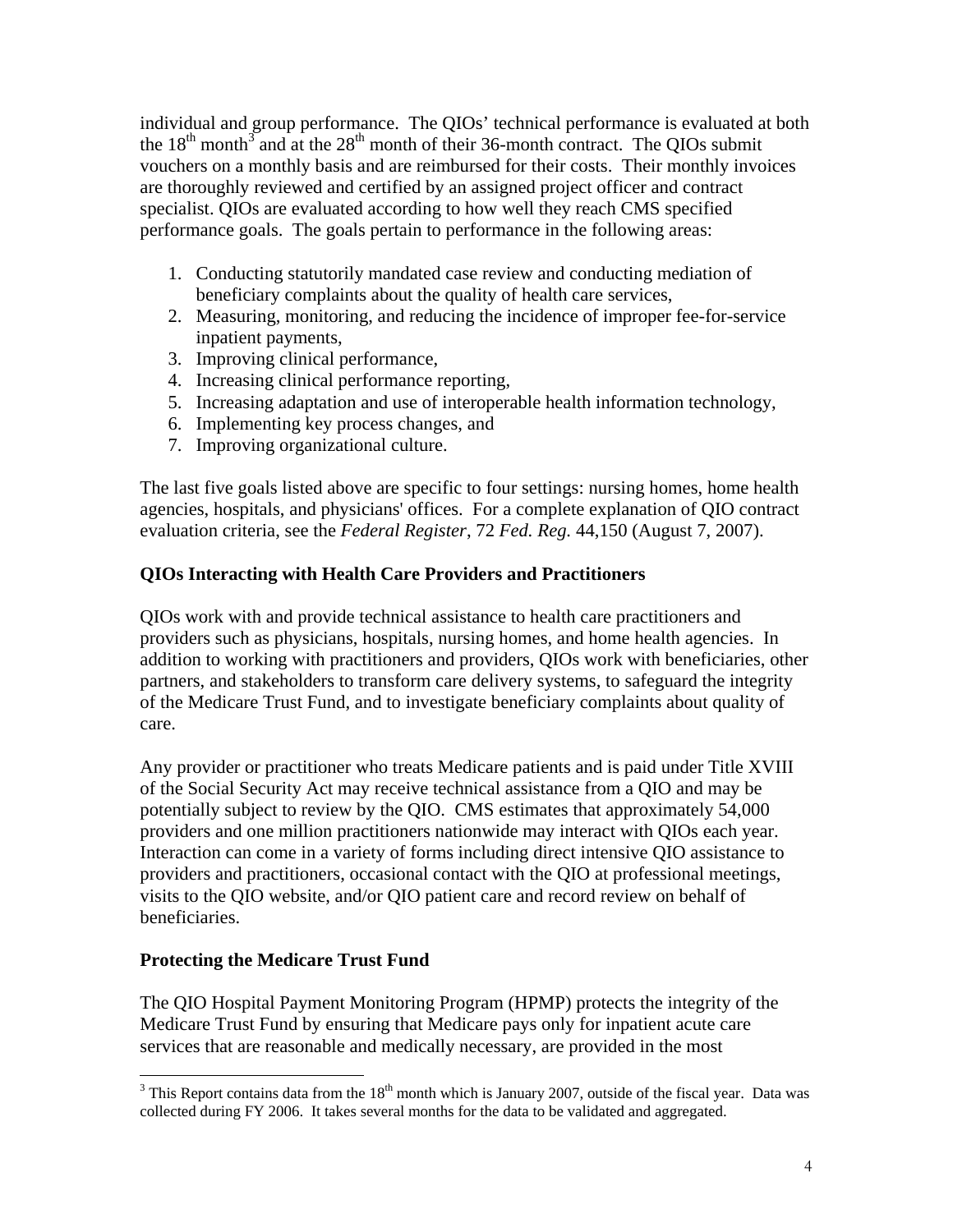individual and group performance. The QIOs' technical performance is evaluated at both the 18th month[3] and at the 28th month of their 36-month contract. The QIOs submit vouchers on a monthly basis and are reimbursed for their costs. Their monthly invoices are thoroughly reviewed and certified by an assigned project officer and contract specialist. QIOs are evaluated according to how well they reach CMS specified performance goals. The goals pertain to performance in the following areas:

1. Conducting statutorily mandated case review and conducting mediation of beneficiary complaints about the quality of health care services,
2. Measuring, monitoring, and reducing the incidence of improper fee-for-service inpatient payments,
3. Improving clinical performance,
4. Increasing clinical performance reporting,
5. Increasing adaptation and use of interoperable health information technology,
6. Implementing key process changes, and
7. Improving organizational culture.

The last five goals listed above are specific to four settings: nursing homes, home health agencies, hospitals, and physicians' offices. For a complete explanation of QIO contract evaluation criteria, see the *Federal Register*, 72 *Fed. Reg.* 44,150 (August 7, 2007).

**QIOs Interacting with Health Care Providers and Practitioners**

QIOs work with and provide technical assistance to health care practitioners and providers such as physicians, hospitals, nursing homes, and home health agencies. In addition to working with practitioners and providers, QIOs work with beneficiaries, other partners, and stakeholders to transform care delivery systems, to safeguard the integrity of the Medicare Trust Fund, and to investigate beneficiary complaints about quality of care.

Any provider or practitioner who treats Medicare patients and is paid under Title XVIII of the Social Security Act may receive technical assistance from a QIO and may be potentially subject to review by the QIO. CMS estimates that approximately 54,000 providers and one million practitioners nationwide may interact with QIOs each year. Interaction can come in a variety of forms including direct intensive QIO assistance to providers and practitioners, occasional contact with the QIO at professional meetings, visits to the QIO website, and/or QIO patient care and record review on behalf of beneficiaries.

**Protecting the Medicare Trust Fund**

The QIO Hospital Payment Monitoring Program (HPMP) protects the integrity of the Medicare Trust Fund by ensuring that Medicare pays only for inpatient acute care services that are reasonable and medically necessary, are provided in the most

[3] This Report contains data from the 18th month which is January 2007, outside of the fiscal year. Data was collected during FY 2006. It takes several months for the data to be validated and aggregated.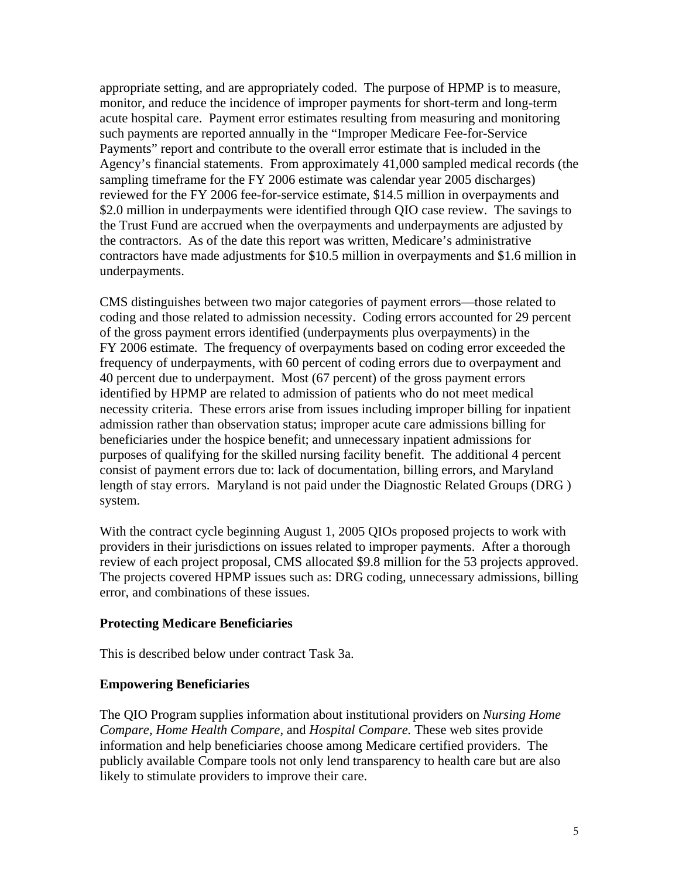appropriate setting, and are appropriately coded. The purpose of HPMP is to measure, monitor, and reduce the incidence of improper payments for short-term and long-term acute hospital care. Payment error estimates resulting from measuring and monitoring such payments are reported annually in the "Improper Medicare Fee-for-Service Payments" report and contribute to the overall error estimate that is included in the Agency's financial statements. From approximately 41,000 sampled medical records (the sampling timeframe for the FY 2006 estimate was calendar year 2005 discharges) reviewed for the FY 2006 fee-for-service estimate, $14.5 million in overpayments and $2.0 million in underpayments were identified through QIO case review. The savings to the Trust Fund are accrued when the overpayments and underpayments are adjusted by the contractors. As of the date this report was written, Medicare's administrative contractors have made adjustments for $10.5 million in overpayments and $1.6 million in underpayments.

CMS distinguishes between two major categories of payment errors—those related to coding and those related to admission necessity. Coding errors accounted for 29 percent of the gross payment errors identified (underpayments plus overpayments) in the FY 2006 estimate. The frequency of overpayments based on coding error exceeded the frequency of underpayments, with 60 percent of coding errors due to overpayment and 40 percent due to underpayment. Most (67 percent) of the gross payment errors identified by HPMP are related to admission of patients who do not meet medical necessity criteria. These errors arise from issues including improper billing for inpatient admission rather than observation status; improper acute care admissions billing for beneficiaries under the hospice benefit; and unnecessary inpatient admissions for purposes of qualifying for the skilled nursing facility benefit. The additional 4 percent consist of payment errors due to: lack of documentation, billing errors, and Maryland length of stay errors. Maryland is not paid under the Diagnostic Related Groups (DRG ) system.

With the contract cycle beginning August 1, 2005 QIOs proposed projects to work with providers in their jurisdictions on issues related to improper payments. After a thorough review of each project proposal, CMS allocated $9.8 million for the 53 projects approved. The projects covered HPMP issues such as: DRG coding, unnecessary admissions, billing error, and combinations of these issues.

**Protecting Medicare Beneficiaries**

This is described below under contract Task 3a.

**Empowering Beneficiaries**

The QIO Program supplies information about institutional providers on *Nursing Home Compare*, *Home Health Compare,* and *Hospital Compare.* These web sites provide information and help beneficiaries choose among Medicare certified providers. The publicly available Compare tools not only lend transparency to health care but are also likely to stimulate providers to improve their care.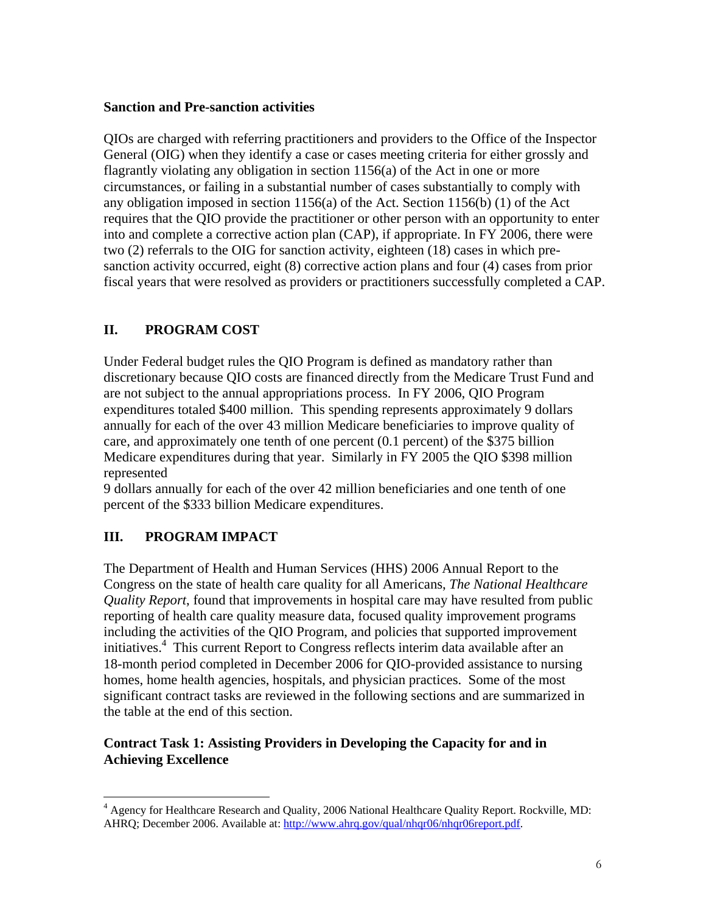**Sanction and Pre-sanction activities**

QIOs are charged with referring practitioners and providers to the Office of the Inspector General (OIG) when they identify a case or cases meeting criteria for either grossly and flagrantly violating any obligation in section 1156(a) of the Act in one or more circumstances, or failing in a substantial number of cases substantially to comply with any obligation imposed in section 1156(a) of the Act. Section 1156(b) (1) of the Act requires that the QIO provide the practitioner or other person with an opportunity to enter into and complete a corrective action plan (CAP), if appropriate. In FY 2006, there were two (2) referrals to the OIG for sanction activity, eighteen (18) cases in which pre-sanction activity occurred, eight (8) corrective action plans and four (4) cases from prior fiscal years that were resolved as providers or practitioners successfully completed a CAP.

## II. PROGRAM COST

Under Federal budget rules the QIO Program is defined as mandatory rather than discretionary because QIO costs are financed directly from the Medicare Trust Fund and are not subject to the annual appropriations process. In FY 2006, QIO Program expenditures totaled $400 million. This spending represents approximately 9 dollars annually for each of the over 43 million Medicare beneficiaries to improve quality of care, and approximately one tenth of one percent (0.1 percent) of the $375 billion Medicare expenditures during that year. Similarly in FY 2005 the QIO $398 million represented 9 dollars annually for each of the over 42 million beneficiaries and one tenth of one percent of the $333 billion Medicare expenditures.

## III. PROGRAM IMPACT

The Department of Health and Human Services (HHS) 2006 Annual Report to the Congress on the state of health care quality for all Americans, *The National Healthcare Quality Report*, found that improvements in hospital care may have resulted from public reporting of health care quality measure data, focused quality improvement programs including the activities of the QIO Program, and policies that supported improvement initiatives.[4] This current Report to Congress reflects interim data available after an 18-month period completed in December 2006 for QIO-provided assistance to nursing homes, home health agencies, hospitals, and physician practices. Some of the most significant contract tasks are reviewed in the following sections and are summarized in the table at the end of this section.

### Contract Task 1: Assisting Providers in Developing the Capacity for and in Achieving Excellence

[4] Agency for Healthcare Research and Quality, 2006 National Healthcare Quality Report. Rockville, MD: AHRQ; December 2006. Available at: http://www.ahrq.gov/qual/nhqr06/nhqr06report.pdf.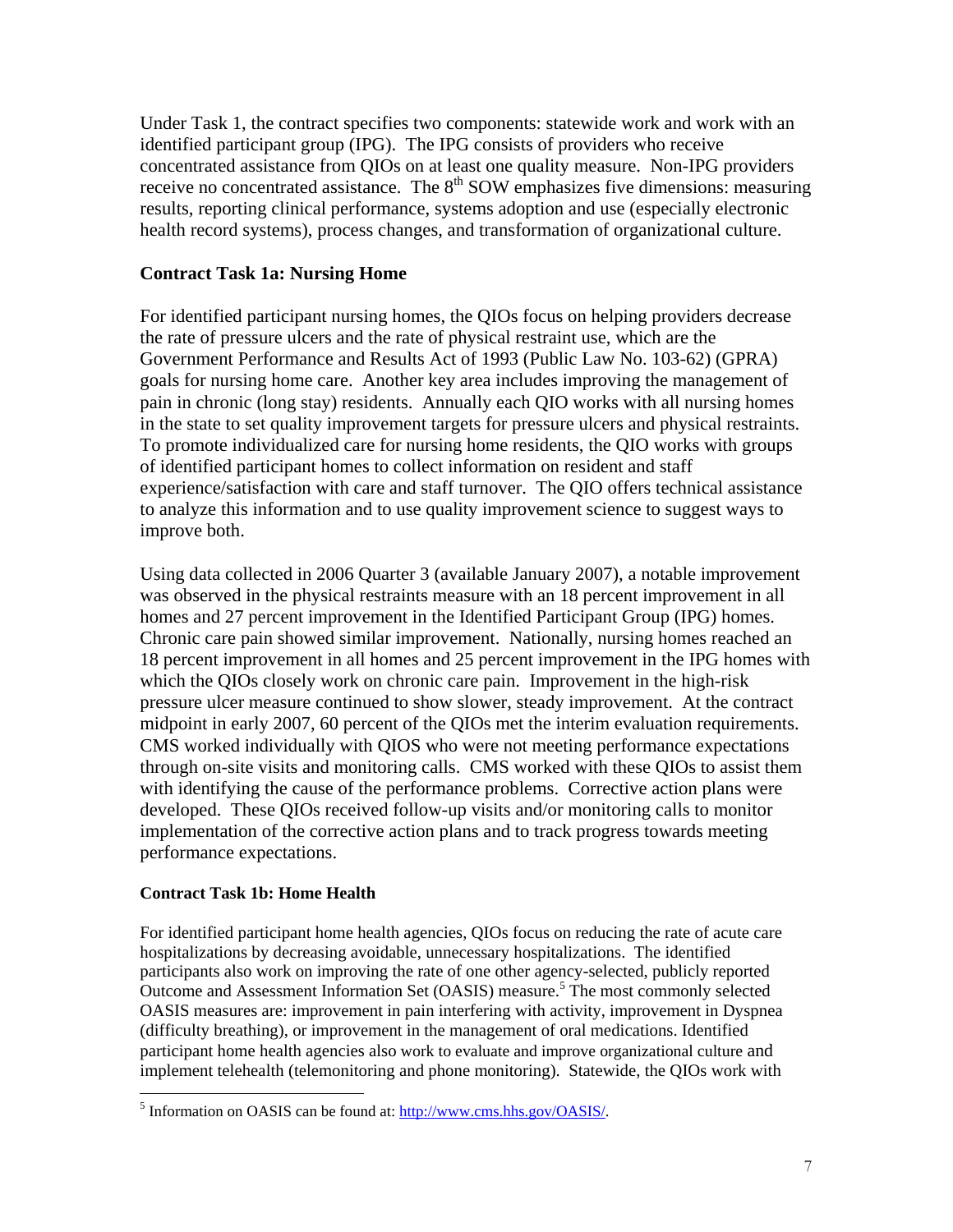Under Task 1, the contract specifies two components: statewide work and work with an identified participant group (IPG). The IPG consists of providers who receive concentrated assistance from QIOs on at least one quality measure. Non-IPG providers receive no concentrated assistance. The 8th SOW emphasizes five dimensions: measuring results, reporting clinical performance, systems adoption and use (especially electronic health record systems), process changes, and transformation of organizational culture.

### Contract Task 1a: Nursing Home

For identified participant nursing homes, the QIOs focus on helping providers decrease the rate of pressure ulcers and the rate of physical restraint use, which are the Government Performance and Results Act of 1993 (Public Law No. 103-62) (GPRA) goals for nursing home care. Another key area includes improving the management of pain in chronic (long stay) residents. Annually each QIO works with all nursing homes in the state to set quality improvement targets for pressure ulcers and physical restraints. To promote individualized care for nursing home residents, the QIO works with groups of identified participant homes to collect information on resident and staff experience/satisfaction with care and staff turnover. The QIO offers technical assistance to analyze this information and to use quality improvement science to suggest ways to improve both.

Using data collected in 2006 Quarter 3 (available January 2007), a notable improvement was observed in the physical restraints measure with an 18 percent improvement in all homes and 27 percent improvement in the Identified Participant Group (IPG) homes. Chronic care pain showed similar improvement. Nationally, nursing homes reached an 18 percent improvement in all homes and 25 percent improvement in the IPG homes with which the QIOs closely work on chronic care pain. Improvement in the high-risk pressure ulcer measure continued to show slower, steady improvement. At the contract midpoint in early 2007, 60 percent of the QIOs met the interim evaluation requirements. CMS worked individually with QIOS who were not meeting performance expectations through on-site visits and monitoring calls. CMS worked with these QIOs to assist them with identifying the cause of the performance problems. Corrective action plans were developed. These QIOs received follow-up visits and/or monitoring calls to monitor implementation of the corrective action plans and to track progress towards meeting performance expectations.

#### Contract Task 1b: Home Health

For identified participant home health agencies, QIOs focus on reducing the rate of acute care hospitalizations by decreasing avoidable, unnecessary hospitalizations. The identified participants also work on improving the rate of one other agency-selected, publicly reported Outcome and Assessment Information Set (OASIS) measure.[5] The most commonly selected OASIS measures are: improvement in pain interfering with activity, improvement in Dyspnea (difficulty breathing), or improvement in the management of oral medications. Identified participant home health agencies also work to evaluate and improve organizational culture and implement telehealth (telemonitoring and phone monitoring). Statewide, the QIOs work with

[5] Information on OASIS can be found at: http://www.cms.hhs.gov/OASIS/.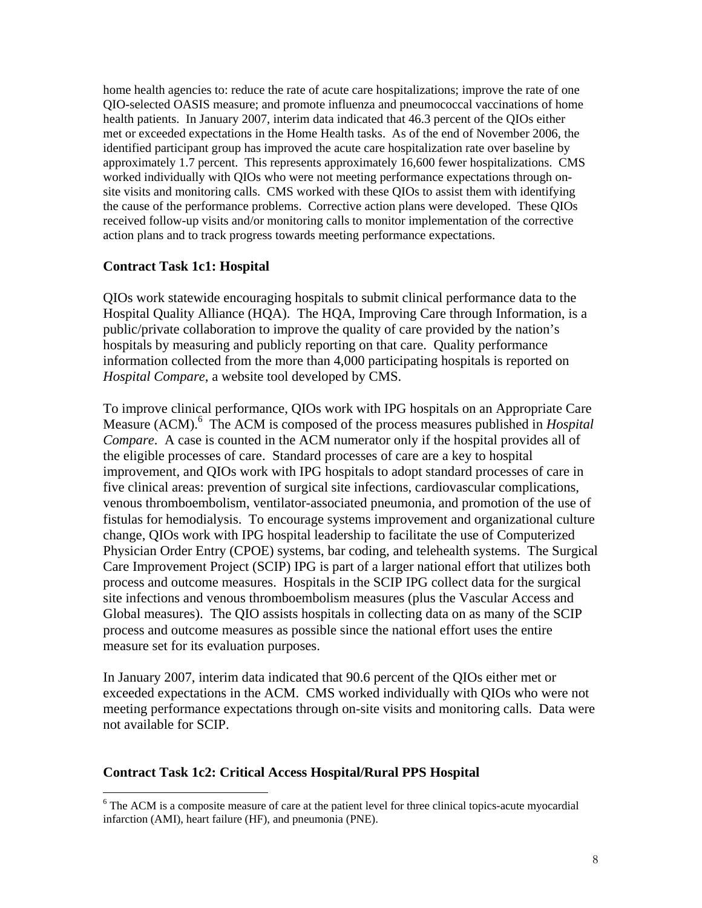home health agencies to: reduce the rate of acute care hospitalizations; improve the rate of one QIO-selected OASIS measure; and promote influenza and pneumococcal vaccinations of home health patients. In January 2007, interim data indicated that 46.3 percent of the QIOs either met or exceeded expectations in the Home Health tasks. As of the end of November 2006, the identified participant group has improved the acute care hospitalization rate over baseline by approximately 1.7 percent. This represents approximately 16,600 fewer hospitalizations. CMS worked individually with QIOs who were not meeting performance expectations through on-site visits and monitoring calls. CMS worked with these QIOs to assist them with identifying the cause of the performance problems. Corrective action plans were developed. These QIOs received follow-up visits and/or monitoring calls to monitor implementation of the corrective action plans and to track progress towards meeting performance expectations.

### Contract Task 1c1: Hospital

QIOs work statewide encouraging hospitals to submit clinical performance data to the Hospital Quality Alliance (HQA). The HQA, Improving Care through Information, is a public/private collaboration to improve the quality of care provided by the nation's hospitals by measuring and publicly reporting on that care. Quality performance information collected from the more than 4,000 participating hospitals is reported on *Hospital Compare*, a website tool developed by CMS.

To improve clinical performance, QIOs work with IPG hospitals on an Appropriate Care Measure (ACM).[6] The ACM is composed of the process measures published in *Hospital Compare*. A case is counted in the ACM numerator only if the hospital provides all of the eligible processes of care. Standard processes of care are a key to hospital improvement, and QIOs work with IPG hospitals to adopt standard processes of care in five clinical areas: prevention of surgical site infections, cardiovascular complications, venous thromboembolism, ventilator-associated pneumonia, and promotion of the use of fistulas for hemodialysis. To encourage systems improvement and organizational culture change, QIOs work with IPG hospital leadership to facilitate the use of Computerized Physician Order Entry (CPOE) systems, bar coding, and telehealth systems. The Surgical Care Improvement Project (SCIP) IPG is part of a larger national effort that utilizes both process and outcome measures. Hospitals in the SCIP IPG collect data for the surgical site infections and venous thromboembolism measures (plus the Vascular Access and Global measures). The QIO assists hospitals in collecting data on as many of the SCIP process and outcome measures as possible since the national effort uses the entire measure set for its evaluation purposes.

In January 2007, interim data indicated that 90.6 percent of the QIOs either met or exceeded expectations in the ACM. CMS worked individually with QIOs who were not meeting performance expectations through on-site visits and monitoring calls. Data were not available for SCIP.

### Contract Task 1c2: Critical Access Hospital/Rural PPS Hospital

[6] The ACM is a composite measure of care at the patient level for three clinical topics-acute myocardial infarction (AMI), heart failure (HF), and pneumonia (PNE).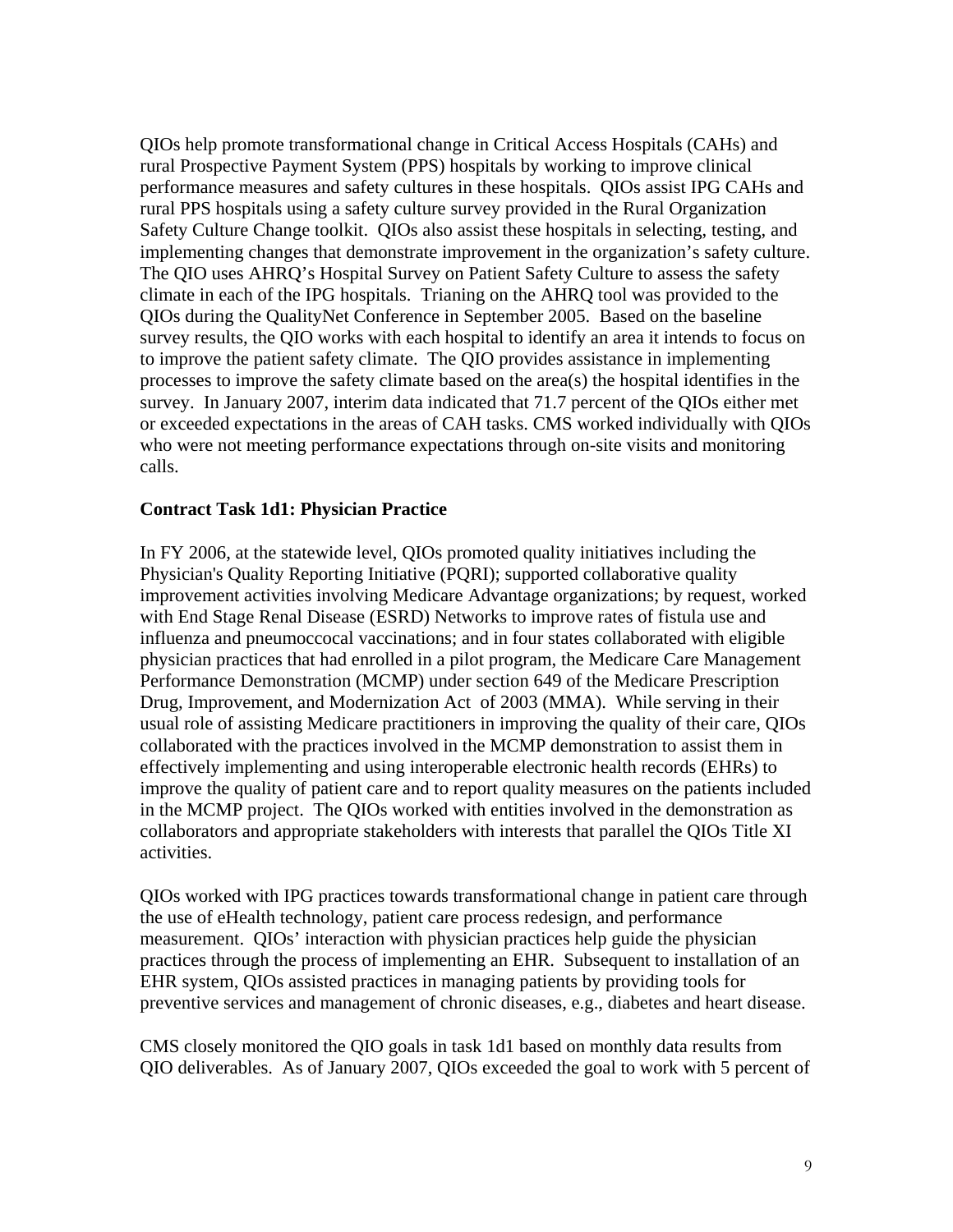QIOs help promote transformational change in Critical Access Hospitals (CAHs) and rural Prospective Payment System (PPS) hospitals by working to improve clinical performance measures and safety cultures in these hospitals. QIOs assist IPG CAHs and rural PPS hospitals using a safety culture survey provided in the Rural Organization Safety Culture Change toolkit. QIOs also assist these hospitals in selecting, testing, and implementing changes that demonstrate improvement in the organization's safety culture. The QIO uses AHRQ's Hospital Survey on Patient Safety Culture to assess the safety climate in each of the IPG hospitals. Trianing on the AHRQ tool was provided to the QIOs during the QualityNet Conference in September 2005. Based on the baseline survey results, the QIO works with each hospital to identify an area it intends to focus on to improve the patient safety climate. The QIO provides assistance in implementing processes to improve the safety climate based on the area(s) the hospital identifies in the survey. In January 2007, interim data indicated that 71.7 percent of the QIOs either met or exceeded expectations in the areas of CAH tasks. CMS worked individually with QIOs who were not meeting performance expectations through on-site visits and monitoring calls.

**Contract Task 1d1: Physician Practice**

In FY 2006, at the statewide level, QIOs promoted quality initiatives including the Physician's Quality Reporting Initiative (PQRI); supported collaborative quality improvement activities involving Medicare Advantage organizations; by request, worked with End Stage Renal Disease (ESRD) Networks to improve rates of fistula use and influenza and pneumoccocal vaccinations; and in four states collaborated with eligible physician practices that had enrolled in a pilot program, the Medicare Care Management Performance Demonstration (MCMP) under section 649 of the Medicare Prescription Drug, Improvement, and Modernization Act of 2003 (MMA). While serving in their usual role of assisting Medicare practitioners in improving the quality of their care, QIOs collaborated with the practices involved in the MCMP demonstration to assist them in effectively implementing and using interoperable electronic health records (EHRs) to improve the quality of patient care and to report quality measures on the patients included in the MCMP project. The QIOs worked with entities involved in the demonstration as collaborators and appropriate stakeholders with interests that parallel the QIOs Title XI activities.

QIOs worked with IPG practices towards transformational change in patient care through the use of eHealth technology, patient care process redesign, and performance measurement. QIOs' interaction with physician practices help guide the physician practices through the process of implementing an EHR. Subsequent to installation of an EHR system, QIOs assisted practices in managing patients by providing tools for preventive services and management of chronic diseases, e.g., diabetes and heart disease.

CMS closely monitored the QIO goals in task 1d1 based on monthly data results from QIO deliverables. As of January 2007, QIOs exceeded the goal to work with 5 percent of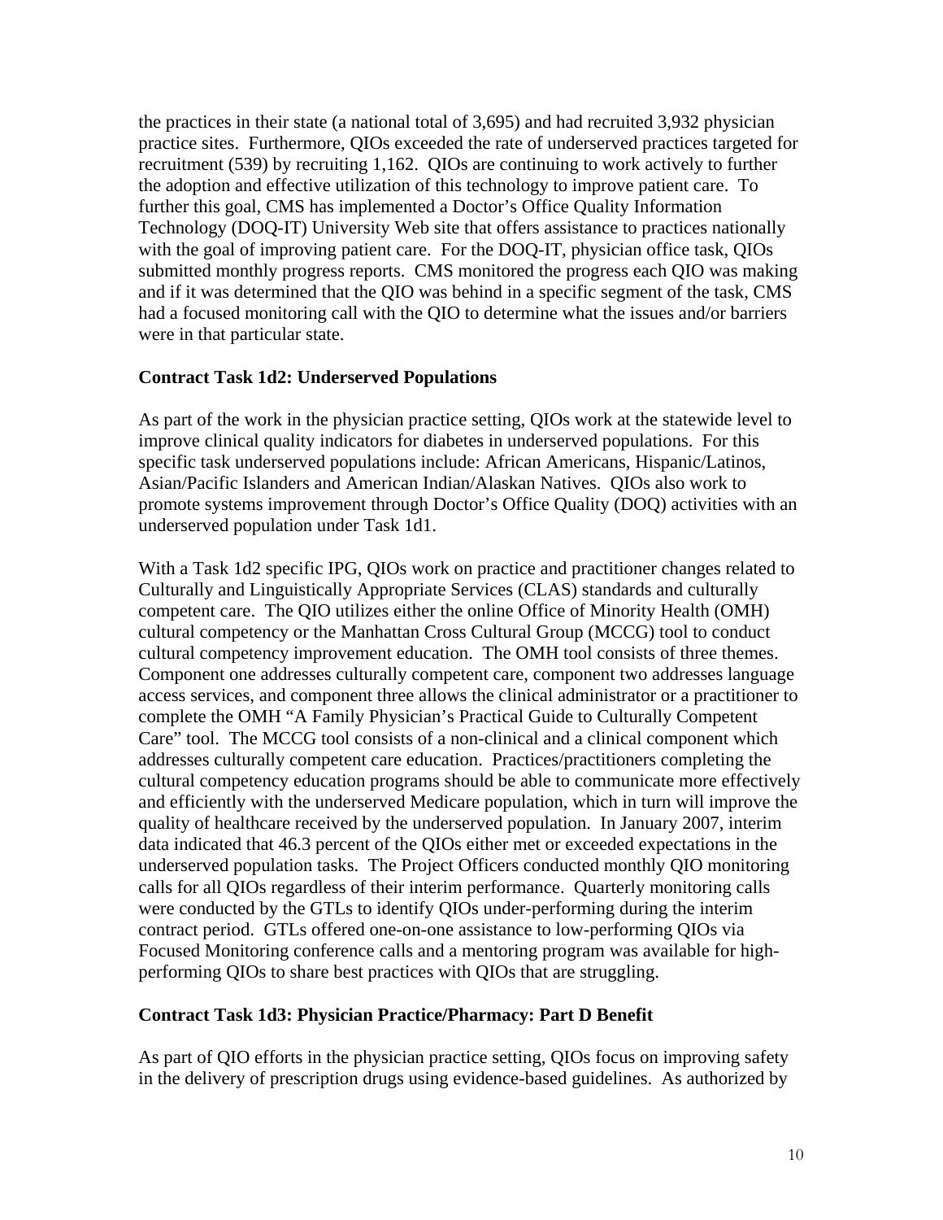the practices in their state (a national total of 3,695) and had recruited 3,932 physician practice sites. Furthermore, QIOs exceeded the rate of underserved practices targeted for recruitment (539) by recruiting 1,162. QIOs are continuing to work actively to further the adoption and effective utilization of this technology to improve patient care. To further this goal, CMS has implemented a Doctor's Office Quality Information Technology (DOQ-IT) University Web site that offers assistance to practices nationally with the goal of improving patient care. For the DOQ-IT, physician office task, QIOs submitted monthly progress reports. CMS monitored the progress each QIO was making and if it was determined that the QIO was behind in a specific segment of the task, CMS had a focused monitoring call with the QIO to determine what the issues and/or barriers were in that particular state.

**Contract Task 1d2: Underserved Populations**

As part of the work in the physician practice setting, QIOs work at the statewide level to improve clinical quality indicators for diabetes in underserved populations. For this specific task underserved populations include: African Americans, Hispanic/Latinos, Asian/Pacific Islanders and American Indian/Alaskan Natives. QIOs also work to promote systems improvement through Doctor's Office Quality (DOQ) activities with an underserved population under Task 1d1.

With a Task 1d2 specific IPG, QIOs work on practice and practitioner changes related to Culturally and Linguistically Appropriate Services (CLAS) standards and culturally competent care. The QIO utilizes either the online Office of Minority Health (OMH) cultural competency or the Manhattan Cross Cultural Group (MCCG) tool to conduct cultural competency improvement education. The OMH tool consists of three themes. Component one addresses culturally competent care, component two addresses language access services, and component three allows the clinical administrator or a practitioner to complete the OMH "A Family Physician's Practical Guide to Culturally Competent Care" tool. The MCCG tool consists of a non-clinical and a clinical component which addresses culturally competent care education. Practices/practitioners completing the cultural competency education programs should be able to communicate more effectively and efficiently with the underserved Medicare population, which in turn will improve the quality of healthcare received by the underserved population. In January 2007, interim data indicated that 46.3 percent of the QIOs either met or exceeded expectations in the underserved population tasks. The Project Officers conducted monthly QIO monitoring calls for all QIOs regardless of their interim performance. Quarterly monitoring calls were conducted by the GTLs to identify QIOs under-performing during the interim contract period. GTLs offered one-on-one assistance to low-performing QIOs via Focused Monitoring conference calls and a mentoring program was available for high-performing QIOs to share best practices with QIOs that are struggling.

**Contract Task 1d3: Physician Practice/Pharmacy: Part D Benefit**

As part of QIO efforts in the physician practice setting, QIOs focus on improving safety in the delivery of prescription drugs using evidence-based guidelines. As authorized by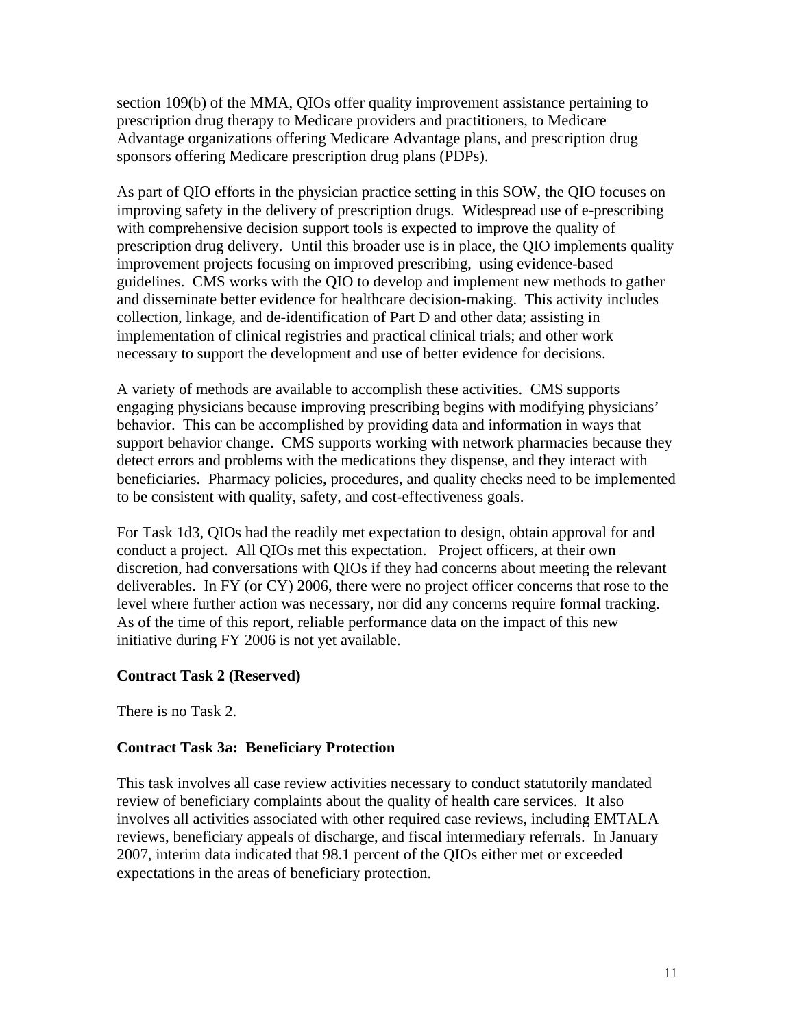section 109(b) of the MMA, QIOs offer quality improvement assistance pertaining to prescription drug therapy to Medicare providers and practitioners, to Medicare Advantage organizations offering Medicare Advantage plans, and prescription drug sponsors offering Medicare prescription drug plans (PDPs).

As part of QIO efforts in the physician practice setting in this SOW, the QIO focuses on improving safety in the delivery of prescription drugs. Widespread use of e-prescribing with comprehensive decision support tools is expected to improve the quality of prescription drug delivery. Until this broader use is in place, the QIO implements quality improvement projects focusing on improved prescribing, using evidence-based guidelines. CMS works with the QIO to develop and implement new methods to gather and disseminate better evidence for healthcare decision-making. This activity includes collection, linkage, and de-identification of Part D and other data; assisting in implementation of clinical registries and practical clinical trials; and other work necessary to support the development and use of better evidence for decisions.

A variety of methods are available to accomplish these activities. CMS supports engaging physicians because improving prescribing begins with modifying physicians' behavior. This can be accomplished by providing data and information in ways that support behavior change. CMS supports working with network pharmacies because they detect errors and problems with the medications they dispense, and they interact with beneficiaries. Pharmacy policies, procedures, and quality checks need to be implemented to be consistent with quality, safety, and cost-effectiveness goals.

For Task 1d3, QIOs had the readily met expectation to design, obtain approval for and conduct a project. All QIOs met this expectation. Project officers, at their own discretion, had conversations with QIOs if they had concerns about meeting the relevant deliverables. In FY (or CY) 2006, there were no project officer concerns that rose to the level where further action was necessary, nor did any concerns require formal tracking. As of the time of this report, reliable performance data on the impact of this new initiative during FY 2006 is not yet available.

**Contract Task 2 (Reserved)**

There is no Task 2.

**Contract Task 3a: Beneficiary Protection**

This task involves all case review activities necessary to conduct statutorily mandated review of beneficiary complaints about the quality of health care services. It also involves all activities associated with other required case reviews, including EMTALA reviews, beneficiary appeals of discharge, and fiscal intermediary referrals. In January 2007, interim data indicated that 98.1 percent of the QIOs either met or exceeded expectations in the areas of beneficiary protection.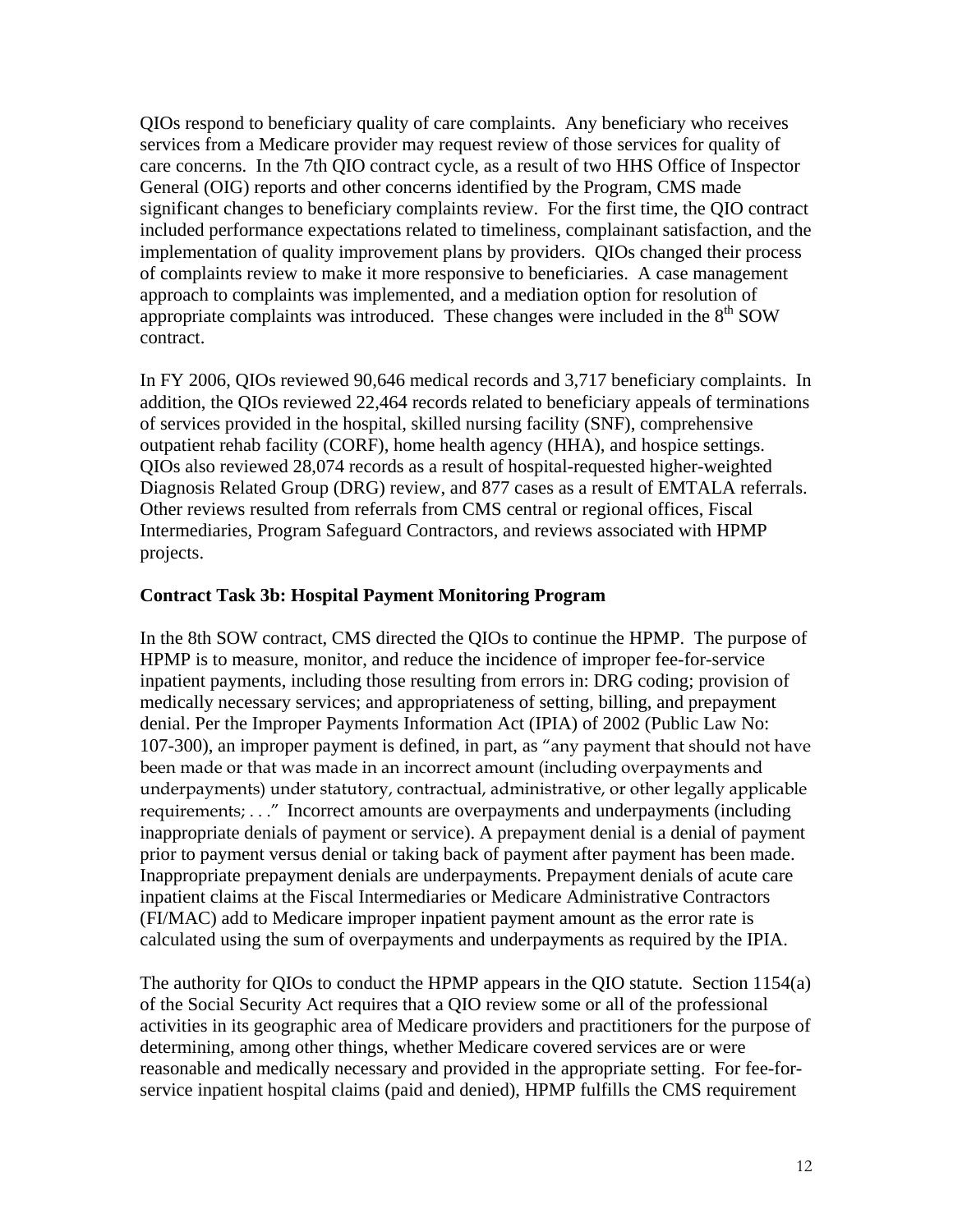QIOs respond to beneficiary quality of care complaints. Any beneficiary who receives services from a Medicare provider may request review of those services for quality of care concerns. In the 7th QIO contract cycle, as a result of two HHS Office of Inspector General (OIG) reports and other concerns identified by the Program, CMS made significant changes to beneficiary complaints review. For the first time, the QIO contract included performance expectations related to timeliness, complainant satisfaction, and the implementation of quality improvement plans by providers. QIOs changed their process of complaints review to make it more responsive to beneficiaries. A case management approach to complaints was implemented, and a mediation option for resolution of appropriate complaints was introduced. These changes were included in the 8th SOW contract.

In FY 2006, QIOs reviewed 90,646 medical records and 3,717 beneficiary complaints. In addition, the QIOs reviewed 22,464 records related to beneficiary appeals of terminations of services provided in the hospital, skilled nursing facility (SNF), comprehensive outpatient rehab facility (CORF), home health agency (HHA), and hospice settings. QIOs also reviewed 28,074 records as a result of hospital-requested higher-weighted Diagnosis Related Group (DRG) review, and 877 cases as a result of EMTALA referrals. Other reviews resulted from referrals from CMS central or regional offices, Fiscal Intermediaries, Program Safeguard Contractors, and reviews associated with HPMP projects.

**Contract Task 3b: Hospital Payment Monitoring Program**

In the 8th SOW contract, CMS directed the QIOs to continue the HPMP. The purpose of HPMP is to measure, monitor, and reduce the incidence of improper fee-for-service inpatient payments, including those resulting from errors in: DRG coding; provision of medically necessary services; and appropriateness of setting, billing, and prepayment denial. Per the Improper Payments Information Act (IPIA) of 2002 (Public Law No: 107-300), an improper payment is defined, in part, as "any payment that should not have been made or that was made in an incorrect amount (including overpayments and underpayments) under statutory, contractual, administrative, or other legally applicable requirements; . . ." Incorrect amounts are overpayments and underpayments (including inappropriate denials of payment or service). A prepayment denial is a denial of payment prior to payment versus denial or taking back of payment after payment has been made. Inappropriate prepayment denials are underpayments. Prepayment denials of acute care inpatient claims at the Fiscal Intermediaries or Medicare Administrative Contractors (FI/MAC) add to Medicare improper inpatient payment amount as the error rate is calculated using the sum of overpayments and underpayments as required by the IPIA.

The authority for QIOs to conduct the HPMP appears in the QIO statute. Section 1154(a) of the Social Security Act requires that a QIO review some or all of the professional activities in its geographic area of Medicare providers and practitioners for the purpose of determining, among other things, whether Medicare covered services are or were reasonable and medically necessary and provided in the appropriate setting. For fee-for-service inpatient hospital claims (paid and denied), HPMP fulfills the CMS requirement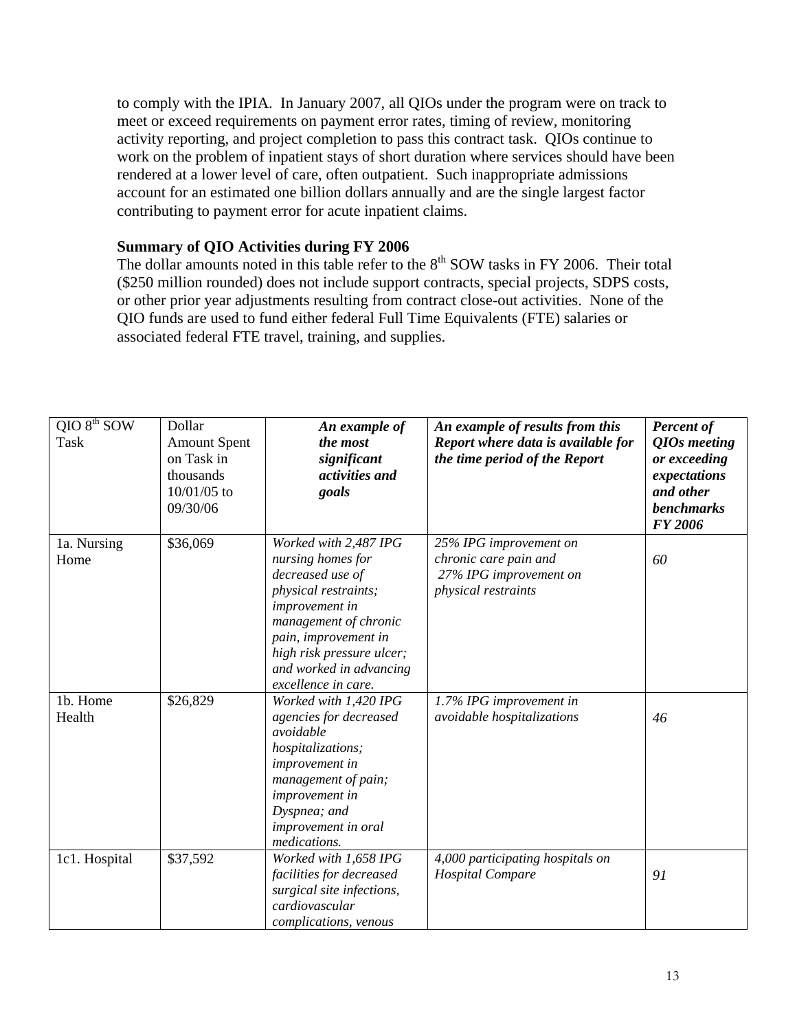to comply with the IPIA. In January 2007, all QIOs under the program were on track to meet or exceed requirements on payment error rates, timing of review, monitoring activity reporting, and project completion to pass this contract task. QIOs continue to work on the problem of inpatient stays of short duration where services should have been rendered at a lower level of care, often outpatient. Such inappropriate admissions account for an estimated one billion dollars annually and are the single largest factor contributing to payment error for acute inpatient claims.

### Summary of QIO Activities during FY 2006

The dollar amounts noted in this table refer to the 8th SOW tasks in FY 2006. Their total ($250 million rounded) does not include support contracts, special projects, SDPS costs, or other prior year adjustments resulting from contract close-out activities. None of the QIO funds are used to fund either federal Full Time Equivalents (FTE) salaries or associated federal FTE travel, training, and supplies.

| QIO 8th SOW Task | Dollar Amount Spent on Task in thousands 10/01/05 to 09/30/06 | ***An example of the most significant activities and goals*** | ***An example of results from this Report where data is available for the time period of the Report*** | ***Percent of QIOs meeting or exceeding expectations and other benchmarks FY 2006*** |
|---|---|---|---|---|
| 1a. Nursing Home | $36,069 | *Worked with 2,487 IPG nursing homes for decreased use of physical restraints; improvement in management of chronic pain, improvement in high risk pressure ulcer; and worked in advancing excellence in care.* | *25% IPG improvement on chronic care pain and 27% IPG improvement on physical restraints* | *60* |
| 1b. Home Health | $26,829 | *Worked with 1,420 IPG agencies for decreased avoidable hospitalizations; improvement in management of pain; improvement in Dyspnea; and improvement in oral medications.* | *1.7% IPG improvement in avoidable hospitalizations* | *46* |
| 1c1. Hospital | $37,592 | *Worked with 1,658 IPG facilities for decreased surgical site infections, cardiovascular complications, venous* | *4,000 participating hospitals on Hospital Compare* | *91* |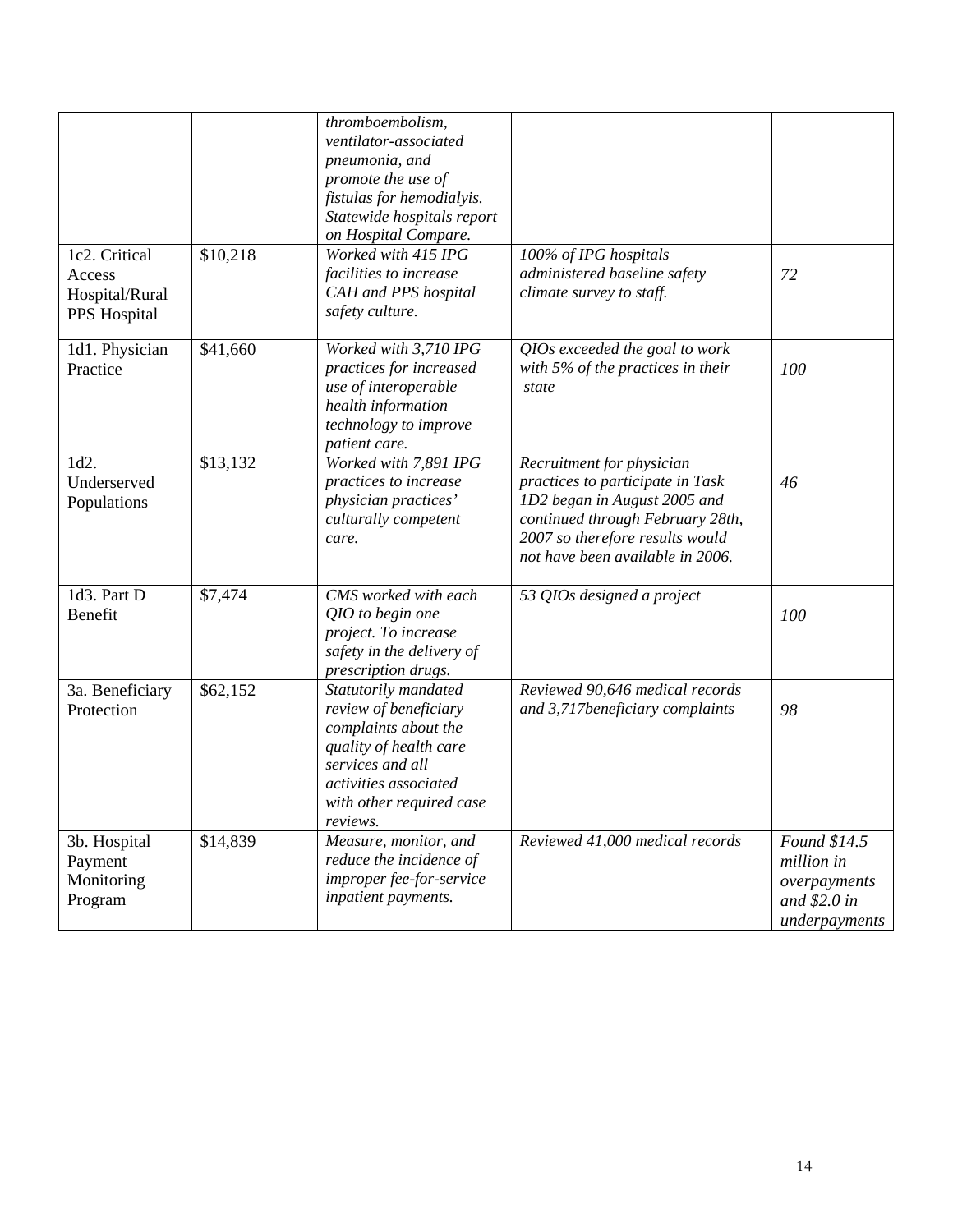| | | *thromboembolism, ventilator-associated pneumonia, and promote the use of fistulas for hemodialyis. Statewide hospitals report on Hospital Compare.* | | |
|---|---|---|---|---|
| 1c2. Critical Access Hospital/Rural PPS Hospital | $10,218 | *Worked with 415 IPG facilities to increase CAH and PPS hospital safety culture.* | *100% of IPG hospitals administered baseline safety climate survey to staff.* | *72* |
| 1d1. Physician Practice | $41,660 | *Worked with 3,710 IPG practices for increased use of interoperable health information technology to improve patient care.* | *QIOs exceeded the goal to work with 5% of the practices in their state* | *100* |
| 1d2. Underserved Populations | $13,132 | *Worked with 7,891 IPG practices to increase physician practices' culturally competent care.* | *Recruitment for physician practices to participate in Task 1D2 began in August 2005 and continued through February 28th, 2007 so therefore results would not have been available in 2006.* | *46* |
| 1d3. Part D Benefit | $7,474 | *CMS worked with each QIO to begin one project. To increase safety in the delivery of prescription drugs.* | *53 QIOs designed a project* | *100* |
| 3a. Beneficiary Protection | $62,152 | *Statutorily mandated review of beneficiary complaints about the quality of health care services and all activities associated with other required case reviews.* | *Reviewed 90,646 medical records and 3,717beneficiary complaints* | *98* |
| 3b. Hospital Payment Monitoring Program | $14,839 | *Measure, monitor, and reduce the incidence of improper fee-for-service inpatient payments.* | *Reviewed 41,000 medical records* | *Found $14.5 million in overpayments and $2.0 in underpayments* |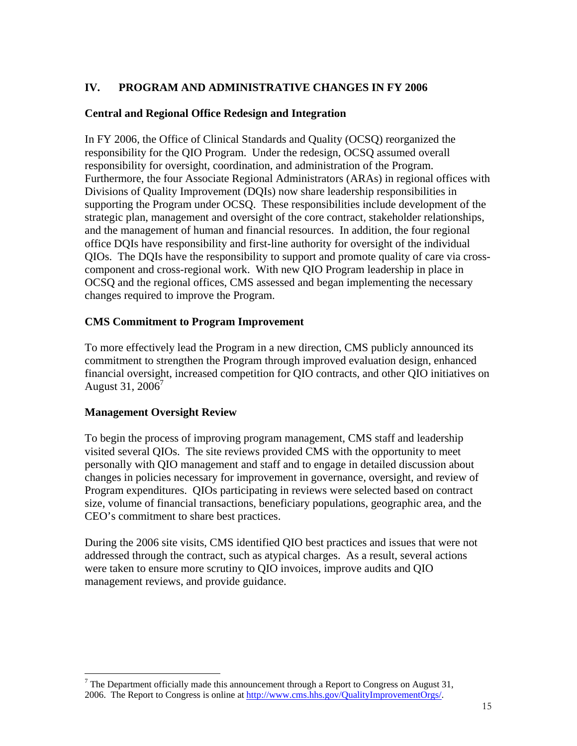## IV. PROGRAM AND ADMINISTRATIVE CHANGES IN FY 2006

### Central and Regional Office Redesign and Integration

In FY 2006, the Office of Clinical Standards and Quality (OCSQ) reorganized the responsibility for the QIO Program. Under the redesign, OCSQ assumed overall responsibility for oversight, coordination, and administration of the Program. Furthermore, the four Associate Regional Administrators (ARAs) in regional offices with Divisions of Quality Improvement (DQIs) now share leadership responsibilities in supporting the Program under OCSQ. These responsibilities include development of the strategic plan, management and oversight of the core contract, stakeholder relationships, and the management of human and financial resources. In addition, the four regional office DQIs have responsibility and first-line authority for oversight of the individual QIOs. The DQIs have the responsibility to support and promote quality of care via cross-component and cross-regional work. With new QIO Program leadership in place in OCSQ and the regional offices, CMS assessed and began implementing the necessary changes required to improve the Program.

### CMS Commitment to Program Improvement

To more effectively lead the Program in a new direction, CMS publicly announced its commitment to strengthen the Program through improved evaluation design, enhanced financial oversight, increased competition for QIO contracts, and other QIO initiatives on August 31, 2006[7]

### Management Oversight Review

To begin the process of improving program management, CMS staff and leadership visited several QIOs. The site reviews provided CMS with the opportunity to meet personally with QIO management and staff and to engage in detailed discussion about changes in policies necessary for improvement in governance, oversight, and review of Program expenditures. QIOs participating in reviews were selected based on contract size, volume of financial transactions, beneficiary populations, geographic area, and the CEO's commitment to share best practices.

During the 2006 site visits, CMS identified QIO best practices and issues that were not addressed through the contract, such as atypical charges. As a result, several actions were taken to ensure more scrutiny to QIO invoices, improve audits and QIO management reviews, and provide guidance.

---

[7] The Department officially made this announcement through a Report to Congress on August 31, 2006. The Report to Congress is online at http://www.cms.hhs.gov/QualityImprovementOrgs/.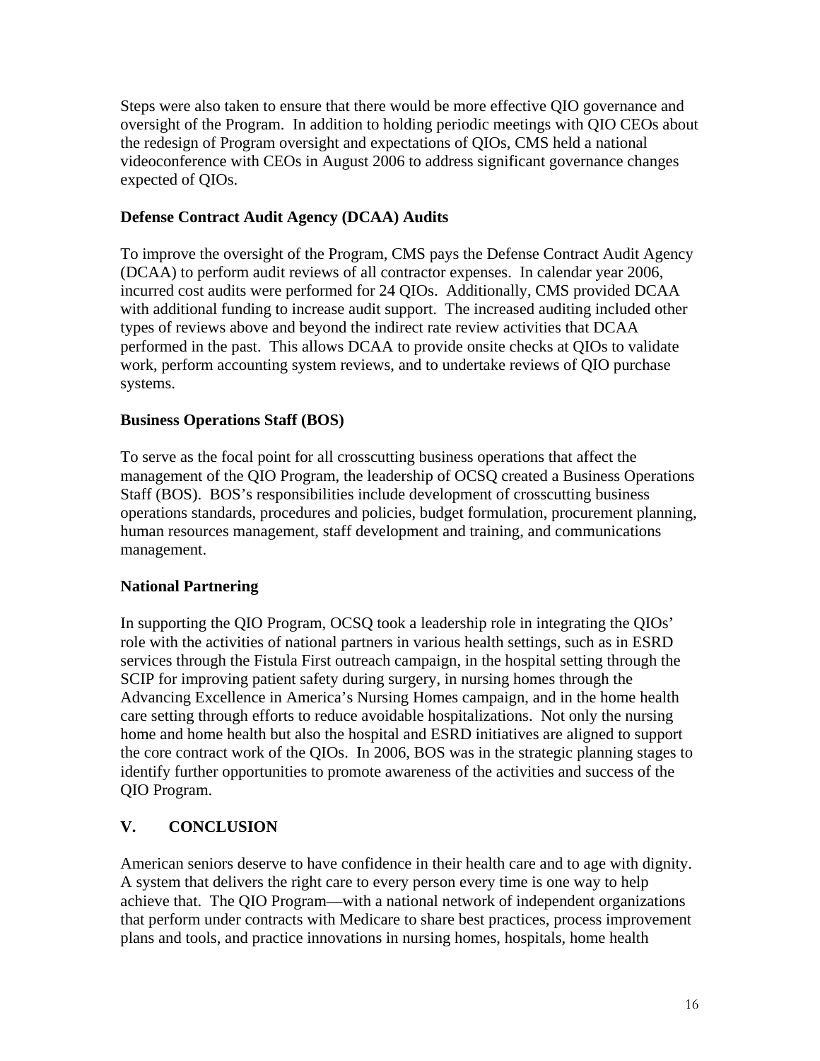Steps were also taken to ensure that there would be more effective QIO governance and oversight of the Program. In addition to holding periodic meetings with QIO CEOs about the redesign of Program oversight and expectations of QIOs, CMS held a national videoconference with CEOs in August 2006 to address significant governance changes expected of QIOs.

### Defense Contract Audit Agency (DCAA) Audits

To improve the oversight of the Program, CMS pays the Defense Contract Audit Agency (DCAA) to perform audit reviews of all contractor expenses. In calendar year 2006, incurred cost audits were performed for 24 QIOs. Additionally, CMS provided DCAA with additional funding to increase audit support. The increased auditing included other types of reviews above and beyond the indirect rate review activities that DCAA performed in the past. This allows DCAA to provide onsite checks at QIOs to validate work, perform accounting system reviews, and to undertake reviews of QIO purchase systems.

### Business Operations Staff (BOS)

To serve as the focal point for all crosscutting business operations that affect the management of the QIO Program, the leadership of OCSQ created a Business Operations Staff (BOS). BOS's responsibilities include development of crosscutting business operations standards, procedures and policies, budget formulation, procurement planning, human resources management, staff development and training, and communications management.

### National Partnering

In supporting the QIO Program, OCSQ took a leadership role in integrating the QIOs' role with the activities of national partners in various health settings, such as in ESRD services through the Fistula First outreach campaign, in the hospital setting through the SCIP for improving patient safety during surgery, in nursing homes through the Advancing Excellence in America's Nursing Homes campaign, and in the home health care setting through efforts to reduce avoidable hospitalizations. Not only the nursing home and home health but also the hospital and ESRD initiatives are aligned to support the core contract work of the QIOs. In 2006, BOS was in the strategic planning stages to identify further opportunities to promote awareness of the activities and success of the QIO Program.

## V. CONCLUSION

American seniors deserve to have confidence in their health care and to age with dignity. A system that delivers the right care to every person every time is one way to help achieve that. The QIO Program—with a national network of independent organizations that perform under contracts with Medicare to share best practices, process improvement plans and tools, and practice innovations in nursing homes, hospitals, home health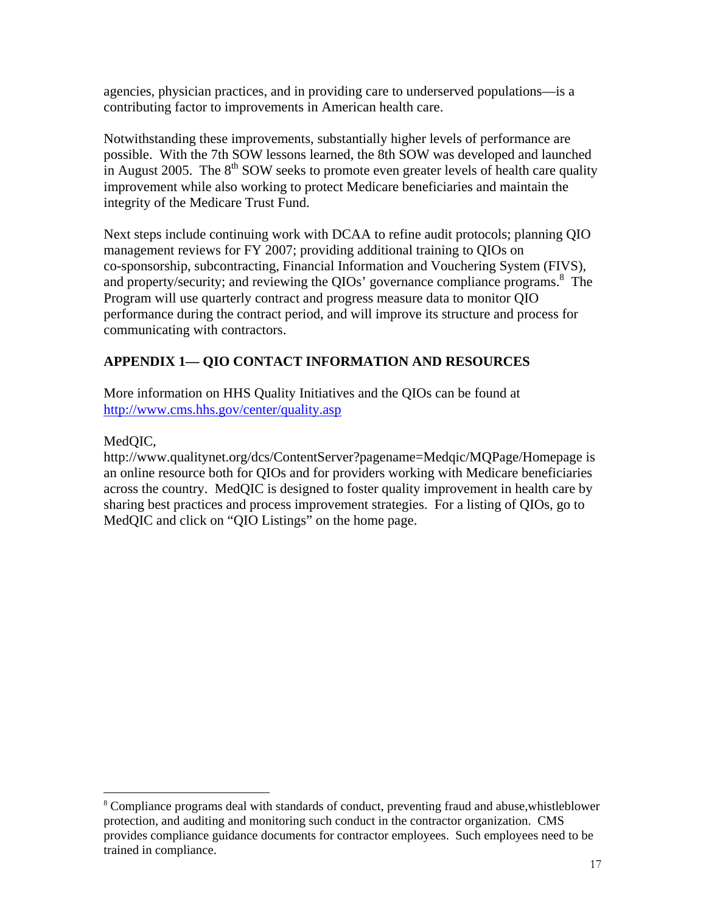agencies, physician practices, and in providing care to underserved populations—is a contributing factor to improvements in American health care.

Notwithstanding these improvements, substantially higher levels of performance are possible. With the 7th SOW lessons learned, the 8th SOW was developed and launched in August 2005. The 8th SOW seeks to promote even greater levels of health care quality improvement while also working to protect Medicare beneficiaries and maintain the integrity of the Medicare Trust Fund.

Next steps include continuing work with DCAA to refine audit protocols; planning QIO management reviews for FY 2007; providing additional training to QIOs on co-sponsorship, subcontracting, Financial Information and Vouchering System (FIVS), and property/security; and reviewing the QIOs' governance compliance programs.[8] The Program will use quarterly contract and progress measure data to monitor QIO performance during the contract period, and will improve its structure and process for communicating with contractors.

## APPENDIX 1— QIO CONTACT INFORMATION AND RESOURCES

More information on HHS Quality Initiatives and the QIOs can be found at http://www.cms.hhs.gov/center/quality.asp

MedQIC, http://www.qualitynet.org/dcs/ContentServer?pagename=Medqic/MQPage/Homepage is an online resource both for QIOs and for providers working with Medicare beneficiaries across the country. MedQIC is designed to foster quality improvement in health care by sharing best practices and process improvement strategies. For a listing of QIOs, go to MedQIC and click on "QIO Listings" on the home page.

---

[8] Compliance programs deal with standards of conduct, preventing fraud and abuse,whistleblower protection, and auditing and monitoring such conduct in the contractor organization. CMS provides compliance guidance documents for contractor employees. Such employees need to be trained in compliance.